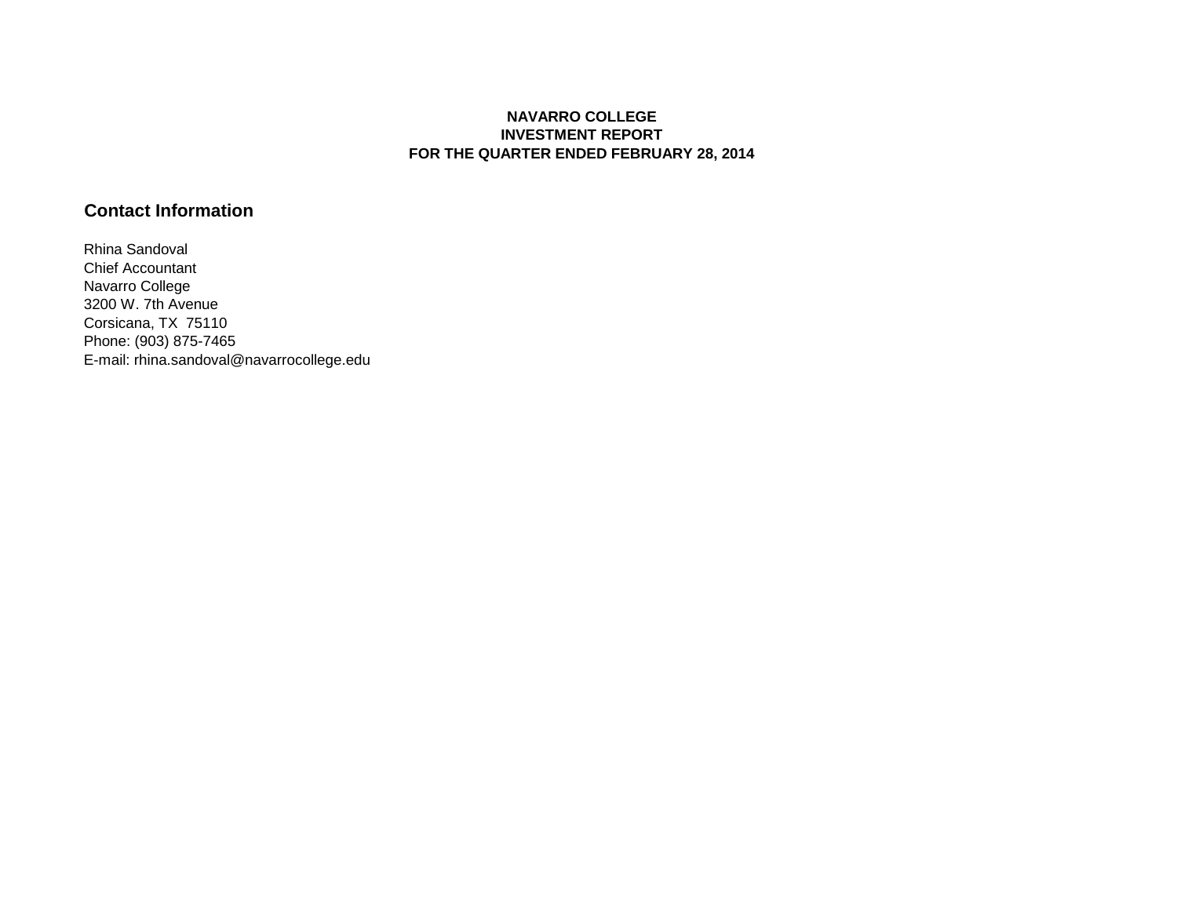**NAVARRO COLLEGE**
**INVESTMENT REPORT**
**FOR THE QUARTER ENDED FEBRUARY 28, 2014**

## Contact Information

Rhina Sandoval
Chief Accountant
Navarro College
3200 W. 7th Avenue
Corsicana, TX 75110
Phone: (903) 875-7465
E-mail: rhina.sandoval@navarrocollege.edu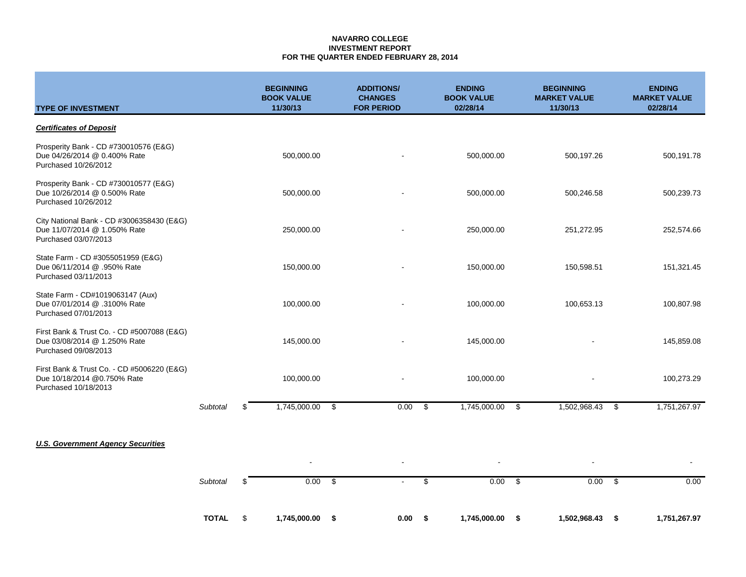**NAVARRO COLLEGE**
**INVESTMENT REPORT**
**FOR THE QUARTER ENDED FEBRUARY 28, 2014**

| TYPE OF INVESTMENT | | BEGINNING BOOK VALUE 11/30/13 | ADDITIONS/ CHANGES FOR PERIOD | ENDING BOOK VALUE 02/28/14 | BEGINNING MARKET VALUE 11/30/13 | ENDING MARKET VALUE 02/28/14 |
|---|---|---|---|---|---|---|
| ***Certificates of Deposit*** | | | | | | |
| Prosperity Bank - CD #730010576 (E&G) Due 04/26/2014 @ 0.400% Rate Purchased 10/26/2012 | | 500,000.00 | - | 500,000.00 | 500,197.26 | 500,191.78 |
| Prosperity Bank - CD #730010577 (E&G) Due 10/26/2014 @ 0.500% Rate Purchased 10/26/2012 | | 500,000.00 | - | 500,000.00 | 500,246.58 | 500,239.73 |
| City National Bank - CD #3006358430 (E&G) Due 11/07/2014 @ 1.050% Rate Purchased 03/07/2013 | | 250,000.00 | - | 250,000.00 | 251,272.95 | 252,574.66 |
| State Farm - CD #3055051959 (E&G) Due 06/11/2014 @ .950% Rate Purchased 03/11/2013 | | 150,000.00 | - | 150,000.00 | 150,598.51 | 151,321.45 |
| State Farm - CD#1019063147 (Aux) Due 07/01/2014 @ .3100% Rate Purchased 07/01/2013 | | 100,000.00 | - | 100,000.00 | 100,653.13 | 100,807.98 |
| First Bank & Trust Co. - CD #5007088 (E&G) Due 03/08/2014 @ 1.250% Rate Purchased 09/08/2013 | | 145,000.00 | - | 145,000.00 | - | 145,859.08 |
| First Bank & Trust Co. - CD #5006220 (E&G) Due 10/18/2014 @0.750% Rate Purchased 10/18/2013 | | 100,000.00 | - | 100,000.00 | - | 100,273.29 |
| | *Subtotal* | $ 1,745,000.00 | $ 0.00 | $ 1,745,000.00 | $ 1,502,968.43 | $ 1,751,267.97 |
| ***U.S. Government Agency Securities*** | | | | | | |
| | | - | - | - | - | - |
| | *Subtotal* | $ 0.00 | $ - | $ 0.00 | $ 0.00 | $ 0.00 |
| | **TOTAL** | **$ 1,745,000.00** | **$ 0.00** | **$ 1,745,000.00** | **$ 1,502,968.43** | **$ 1,751,267.97** |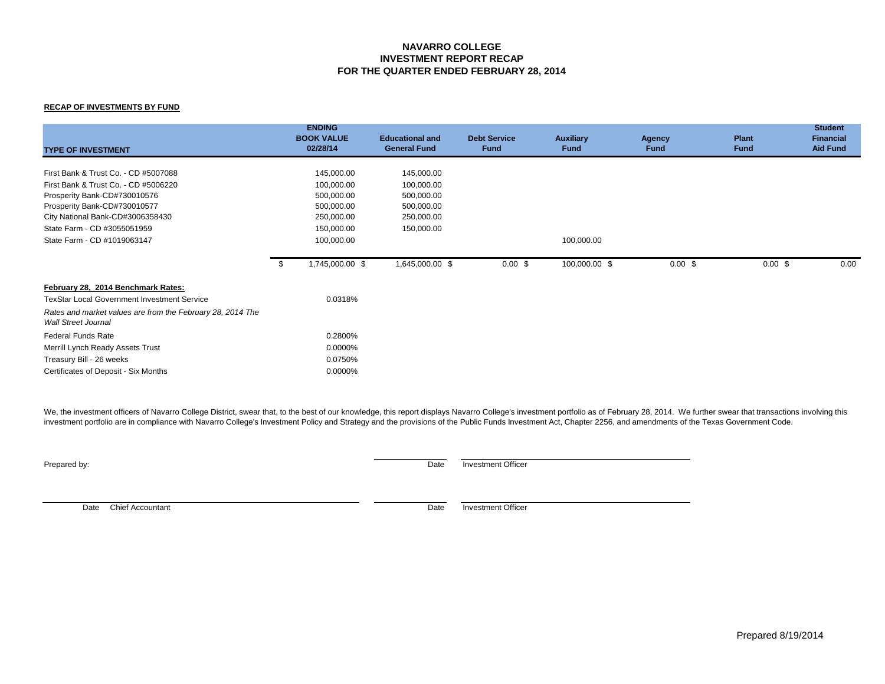# NAVARRO COLLEGE
## INVESTMENT REPORT RECAP
## FOR THE QUARTER ENDED FEBRUARY 28, 2014

**RECAP OF INVESTMENTS BY FUND**

| TYPE OF INVESTMENT | ENDING BOOK VALUE 02/28/14 | Educational and General Fund | Debt Service Fund | Auxiliary Fund | Agency Fund | Plant Fund | Student Financial Aid Fund |
|---|---|---|---|---|---|---|---|
| First Bank & Trust Co. - CD #5007088 | 145,000.00 | 145,000.00 | | | | | |
| First Bank & Trust Co. - CD #5006220 | 100,000.00 | 100,000.00 | | | | | |
| Prosperity Bank-CD#730010576 | 500,000.00 | 500,000.00 | | | | | |
| Prosperity Bank-CD#730010577 | 500,000.00 | 500,000.00 | | | | | |
| City National Bank-CD#3006358430 | 250,000.00 | 250,000.00 | | | | | |
| State Farm - CD #3055051959 | 150,000.00 | 150,000.00 | | | | | |
| State Farm - CD #1019063147 | 100,000.00 | | | 100,000.00 | | | |
| | $ 1,745,000.00 | $ 1,645,000.00 | $ 0.00 | $ 100,000.00 | $ 0.00 | $ 0.00 | $ 0.00 |

**February 28, 2014 Benchmark Rates:**

| | |
|---|---|
| TexStar Local Government Investment Service | 0.0318% |
| *Rates and market values are from the February 28, 2014 The Wall Street Journal* | |
| Federal Funds Rate | 0.2800% |
| Merrill Lynch Ready Assets Trust | 0.0000% |
| Treasury Bill - 26 weeks | 0.0750% |
| Certificates of Deposit - Six Months | 0.0000% |

We, the investment officers of Navarro College District, swear that, to the best of our knowledge, this report displays Navarro College's investment portfolio as of February 28, 2014. We further swear that transactions involving this investment portfolio are in compliance with Navarro College's Investment Policy and Strategy and the provisions of the Public Funds Investment Act, Chapter 2256, and amendments of the Texas Government Code.

Prepared by: \_\_\_\_\_\_\_\_\_\_ Date \_\_\_\_\_\_\_\_\_\_ Investment Officer

\_\_\_\_\_\_\_\_\_\_ Date Chief Accountant \_\_\_\_\_\_\_\_\_\_ Date \_\_\_\_\_\_\_\_\_\_ Investment Officer

Prepared 8/19/2014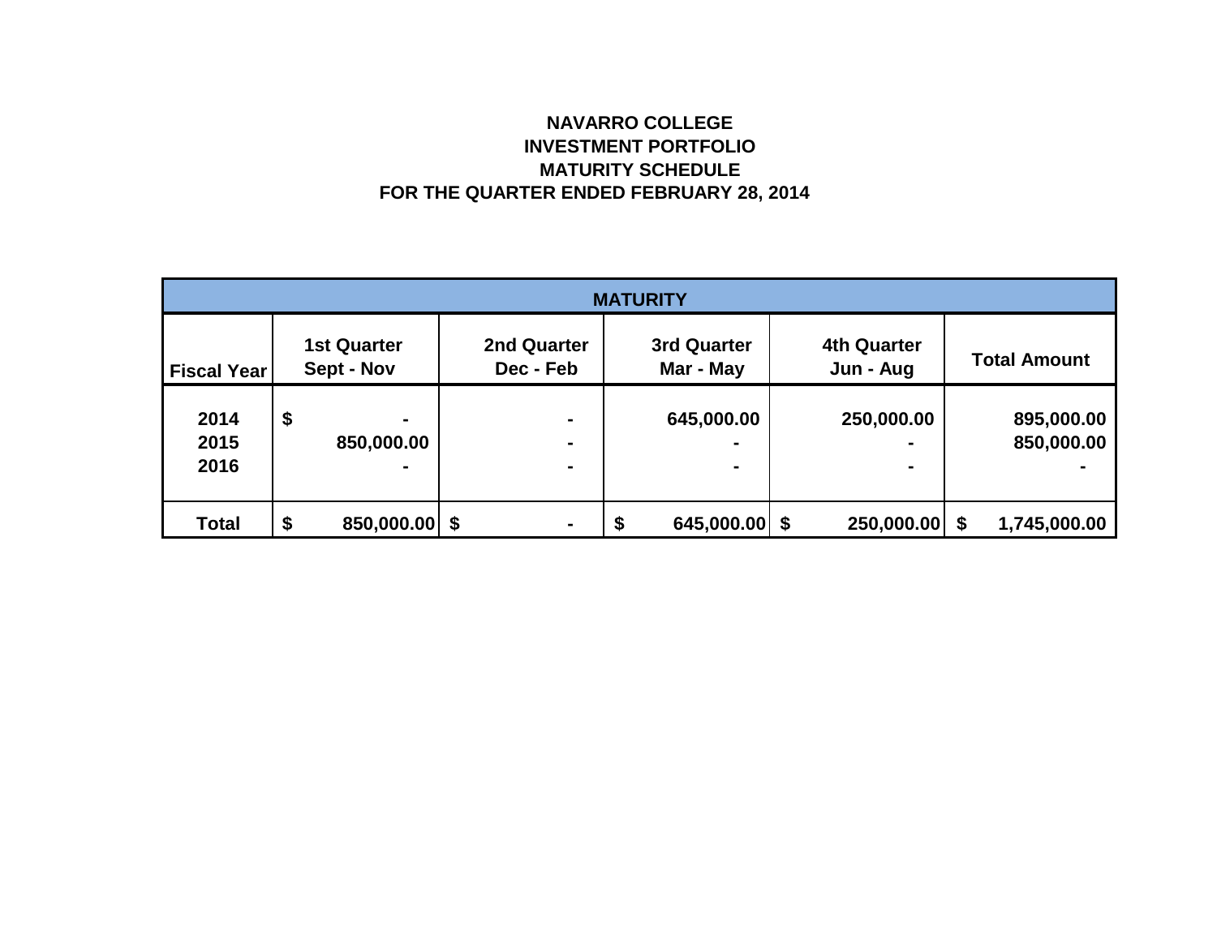**NAVARRO COLLEGE**
**INVESTMENT PORTFOLIO**
**MATURITY SCHEDULE**
**FOR THE QUARTER ENDED FEBRUARY 28, 2014**

| MATURITY | | | | | |
|---|---|---|---|---|---|
| Fiscal Year | 1st Quarter Sept - Nov | 2nd Quarter Dec - Feb | 3rd Quarter Mar - May | 4th Quarter Jun - Aug | Total Amount |
| 2014 | $ - | - | 645,000.00 | 250,000.00 | 895,000.00 |
| 2015 | 850,000.00 | - | - | - | 850,000.00 |
| 2016 | - | - | - | - | - |
| Total | $ 850,000.00 | $ - | $ 645,000.00 | $ 250,000.00 | $ 1,745,000.00 |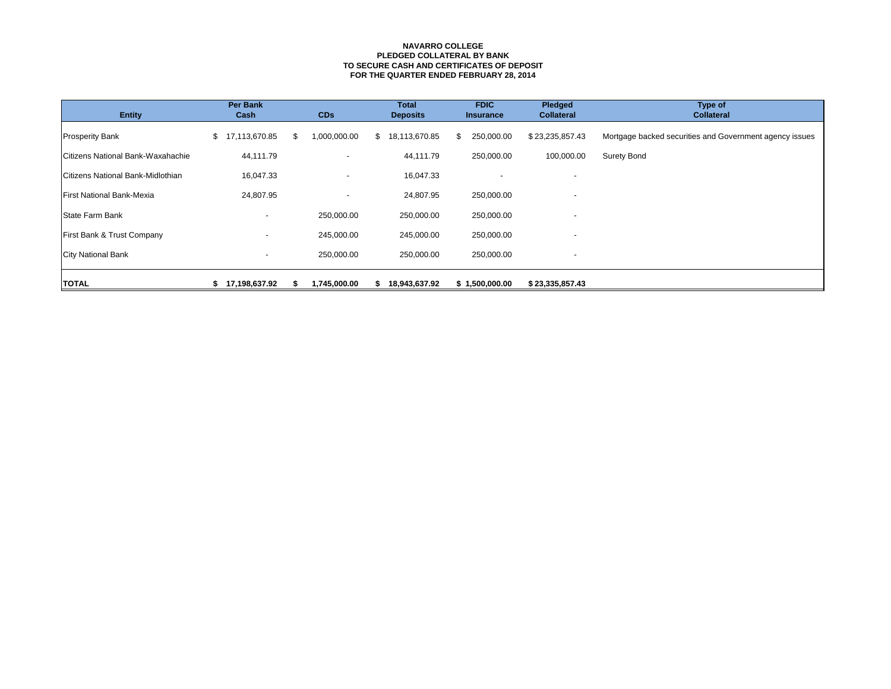**NAVARRO COLLEGE**
**PLEDGED COLLATERAL BY BANK**
**TO SECURE CASH AND CERTIFICATES OF DEPOSIT**
**FOR THE QUARTER ENDED FEBRUARY 28, 2014**

| Entity | Per Bank Cash | CDs | Total Deposits | FDIC Insurance | Pledged Collateral | Type of Collateral |
|---|---|---|---|---|---|---|
| Prosperity Bank | $ 17,113,670.85 | $ 1,000,000.00 | $ 18,113,670.85 | $ 250,000.00 | $ 23,235,857.43 | Mortgage backed securities and Government agency issues |
| Citizens National Bank-Waxahachie | 44,111.79 | - | 44,111.79 | 250,000.00 | 100,000.00 | Surety Bond |
| Citizens National Bank-Midlothian | 16,047.33 | - | 16,047.33 | - | - | |
| First National Bank-Mexia | 24,807.95 | - | 24,807.95 | 250,000.00 | - | |
| State Farm Bank | - | 250,000.00 | 250,000.00 | 250,000.00 | - | |
| First Bank & Trust Company | - | 245,000.00 | 245,000.00 | 250,000.00 | - | |
| City National Bank | - | 250,000.00 | 250,000.00 | 250,000.00 | - | |
| **TOTAL** | **$ 17,198,637.92** | **$ 1,745,000.00** | **$ 18,943,637.92** | **$ 1,500,000.00** | **$ 23,335,857.43** | |